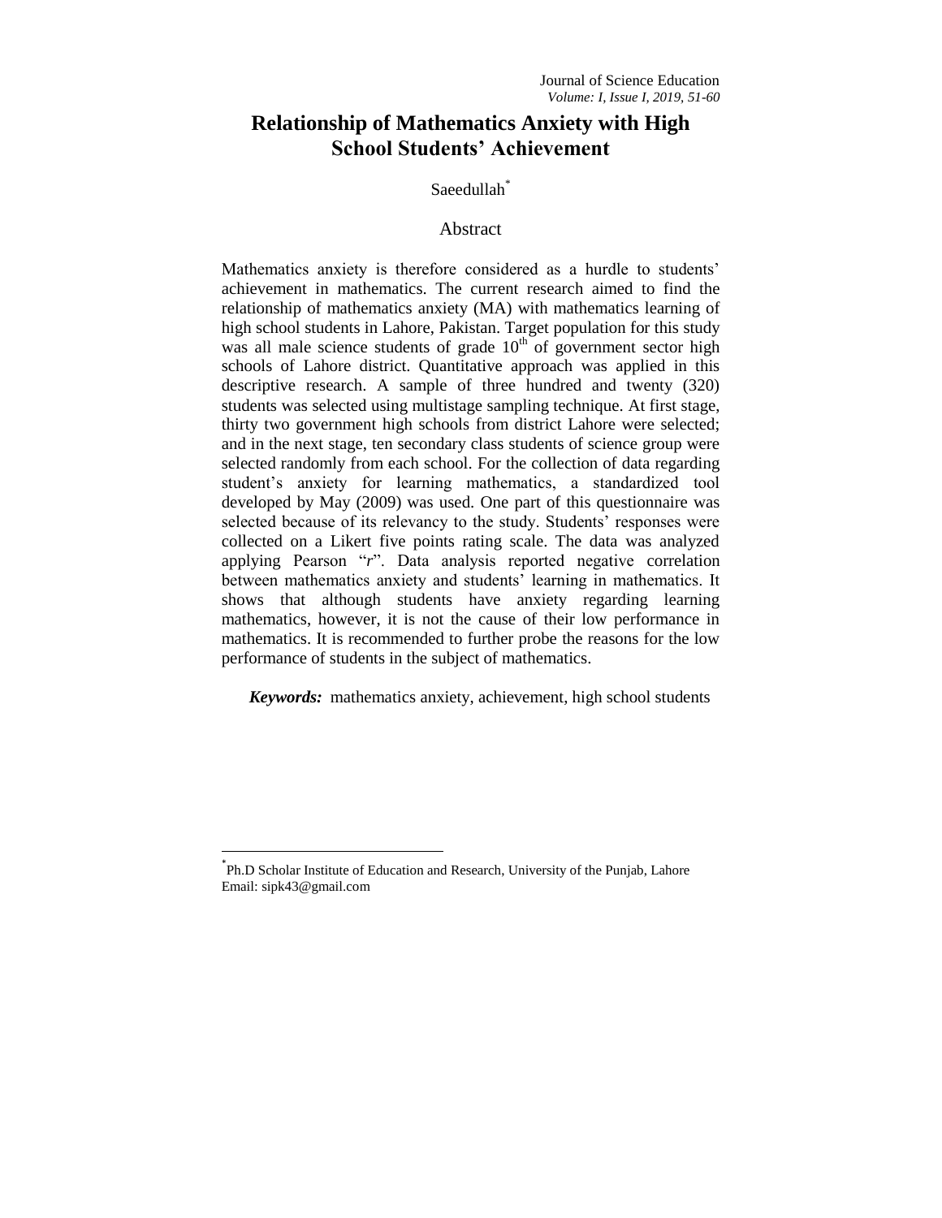# Relationship of Mathematics Anxiety with High School Students' Achievement

Saeedullah[*]

## Abstract

Mathematics anxiety is therefore considered as a hurdle to students' achievement in mathematics. The current research aimed to find the relationship of mathematics anxiety (MA) with mathematics learning of high school students in Lahore, Pakistan. Target population for this study was all male science students of grade $10^{th}$ of government sector high schools of Lahore district. Quantitative approach was applied in this descriptive research. A sample of three hundred and twenty (320) students was selected using multistage sampling technique. At first stage, thirty two government high schools from district Lahore were selected; and in the next stage, ten secondary class students of science group were selected randomly from each school. For the collection of data regarding student's anxiety for learning mathematics, a standardized tool developed by May (2009) was used. One part of this questionnaire was selected because of its relevancy to the study. Students' responses were collected on a Likert five points rating scale. The data was analyzed applying Pearson "*r*". Data analysis reported negative correlation between mathematics anxiety and students' learning in mathematics. It shows that although students have anxiety regarding learning mathematics, however, it is not the cause of their low performance in mathematics. It is recommended to further probe the reasons for the low performance of students in the subject of mathematics.

***Keywords:*** mathematics anxiety, achievement, high school students

---

[*] Ph.D Scholar Institute of Education and Research, University of the Punjab, Lahore
Email: sipk43@gmail.com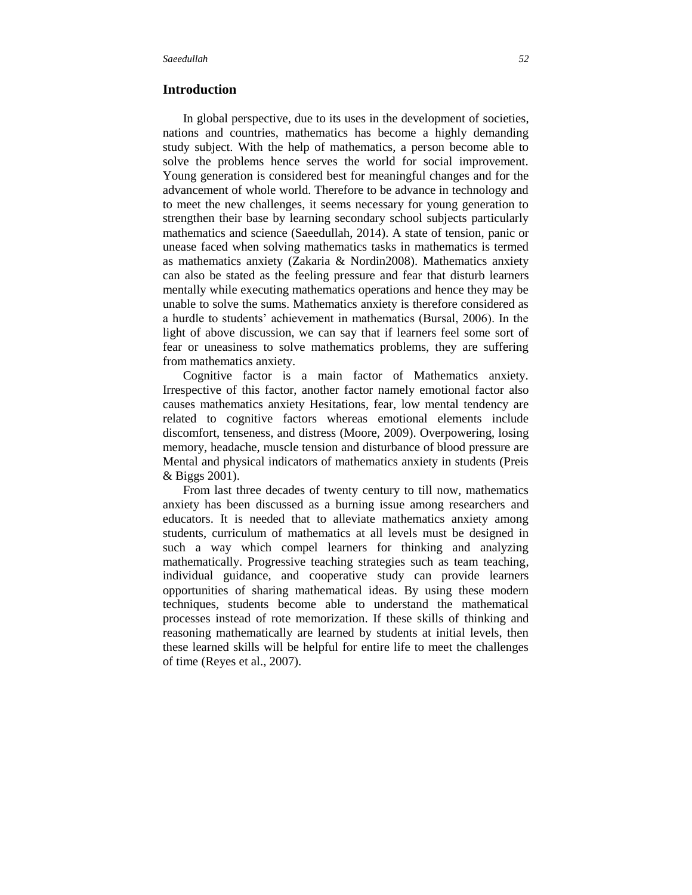## Introduction

In global perspective, due to its uses in the development of societies, nations and countries, mathematics has become a highly demanding study subject. With the help of mathematics, a person become able to solve the problems hence serves the world for social improvement. Young generation is considered best for meaningful changes and for the advancement of whole world. Therefore to be advance in technology and to meet the new challenges, it seems necessary for young generation to strengthen their base by learning secondary school subjects particularly mathematics and science (Saeedullah, 2014). A state of tension, panic or unease faced when solving mathematics tasks in mathematics is termed as mathematics anxiety (Zakaria & Nordin2008). Mathematics anxiety can also be stated as the feeling pressure and fear that disturb learners mentally while executing mathematics operations and hence they may be unable to solve the sums. Mathematics anxiety is therefore considered as a hurdle to students' achievement in mathematics (Bursal, 2006). In the light of above discussion, we can say that if learners feel some sort of fear or uneasiness to solve mathematics problems, they are suffering from mathematics anxiety.

Cognitive factor is a main factor of Mathematics anxiety. Irrespective of this factor, another factor namely emotional factor also causes mathematics anxiety Hesitations, fear, low mental tendency are related to cognitive factors whereas emotional elements include discomfort, tenseness, and distress (Moore, 2009). Overpowering, losing memory, headache, muscle tension and disturbance of blood pressure are Mental and physical indicators of mathematics anxiety in students (Preis & Biggs 2001).

From last three decades of twenty century to till now, mathematics anxiety has been discussed as a burning issue among researchers and educators. It is needed that to alleviate mathematics anxiety among students, curriculum of mathematics at all levels must be designed in such a way which compel learners for thinking and analyzing mathematically. Progressive teaching strategies such as team teaching, individual guidance, and cooperative study can provide learners opportunities of sharing mathematical ideas. By using these modern techniques, students become able to understand the mathematical processes instead of rote memorization. If these skills of thinking and reasoning mathematically are learned by students at initial levels, then these learned skills will be helpful for entire life to meet the challenges of time (Reyes et al., 2007).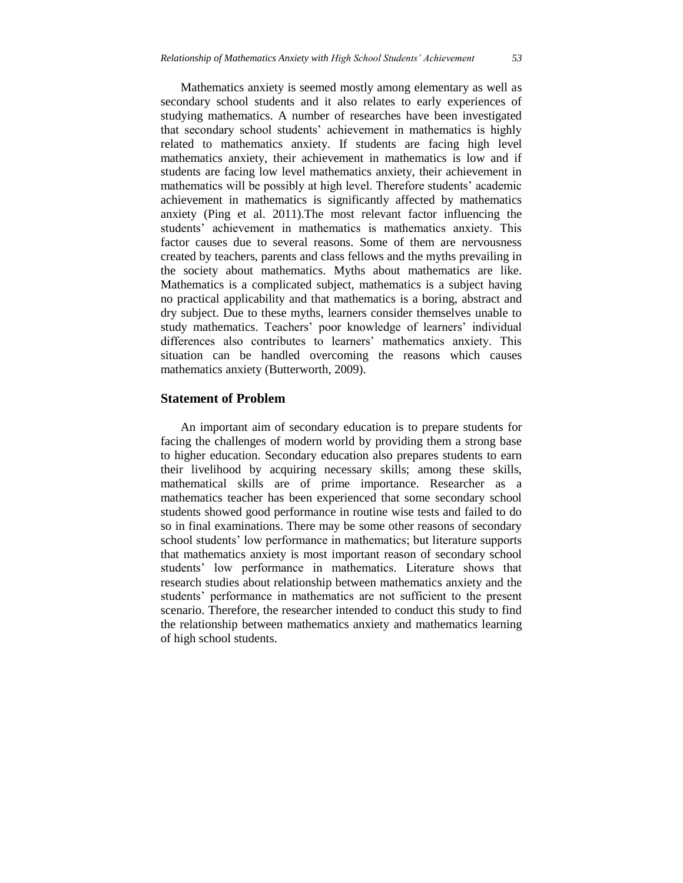Mathematics anxiety is seemed mostly among elementary as well as secondary school students and it also relates to early experiences of studying mathematics. A number of researches have been investigated that secondary school students' achievement in mathematics is highly related to mathematics anxiety. If students are facing high level mathematics anxiety, their achievement in mathematics is low and if students are facing low level mathematics anxiety, their achievement in mathematics will be possibly at high level. Therefore students' academic achievement in mathematics is significantly affected by mathematics anxiety (Ping et al. 2011).The most relevant factor influencing the students' achievement in mathematics is mathematics anxiety. This factor causes due to several reasons. Some of them are nervousness created by teachers, parents and class fellows and the myths prevailing in the society about mathematics. Myths about mathematics are like. Mathematics is a complicated subject, mathematics is a subject having no practical applicability and that mathematics is a boring, abstract and dry subject. Due to these myths, learners consider themselves unable to study mathematics. Teachers' poor knowledge of learners' individual differences also contributes to learners' mathematics anxiety. This situation can be handled overcoming the reasons which causes mathematics anxiety (Butterworth, 2009).

## Statement of Problem

An important aim of secondary education is to prepare students for facing the challenges of modern world by providing them a strong base to higher education. Secondary education also prepares students to earn their livelihood by acquiring necessary skills; among these skills, mathematical skills are of prime importance. Researcher as a mathematics teacher has been experienced that some secondary school students showed good performance in routine wise tests and failed to do so in final examinations. There may be some other reasons of secondary school students' low performance in mathematics; but literature supports that mathematics anxiety is most important reason of secondary school students' low performance in mathematics. Literature shows that research studies about relationship between mathematics anxiety and the students' performance in mathematics are not sufficient to the present scenario. Therefore, the researcher intended to conduct this study to find the relationship between mathematics anxiety and mathematics learning of high school students.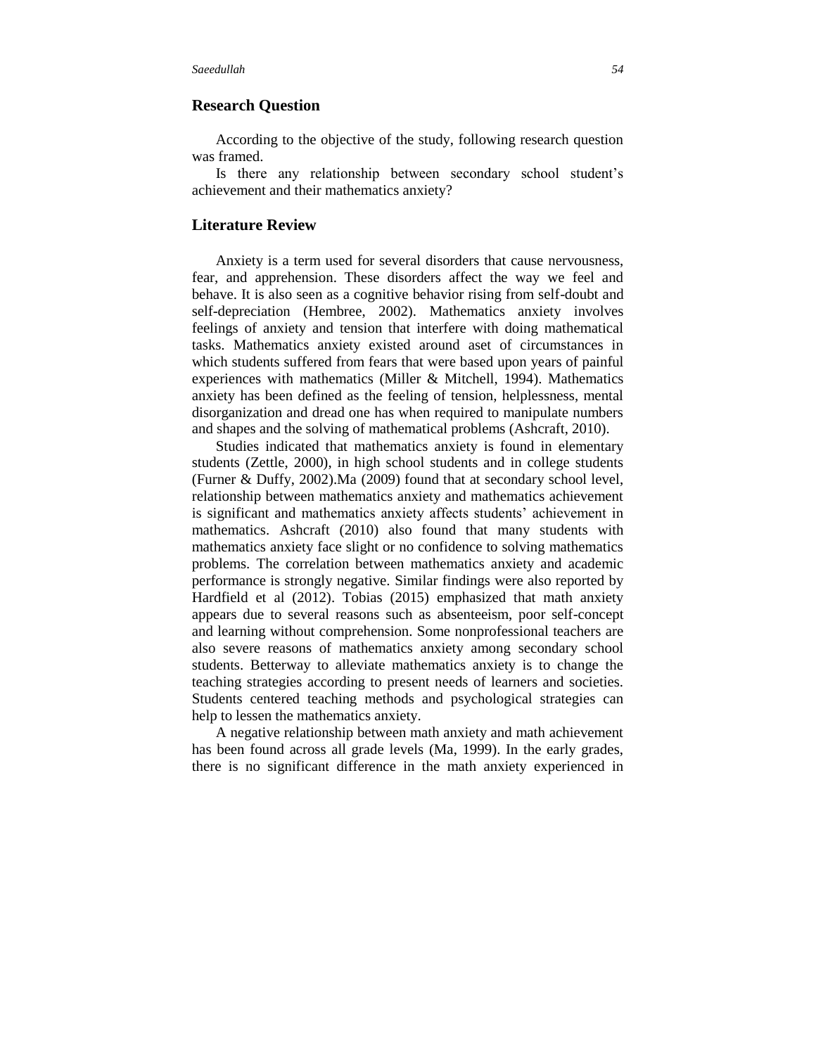## Research Question

According to the objective of the study, following research question was framed.

Is there any relationship between secondary school student's achievement and their mathematics anxiety?

## Literature Review

Anxiety is a term used for several disorders that cause nervousness, fear, and apprehension. These disorders affect the way we feel and behave. It is also seen as a cognitive behavior rising from self-doubt and self-depreciation (Hembree, 2002). Mathematics anxiety involves feelings of anxiety and tension that interfere with doing mathematical tasks. Mathematics anxiety existed around aset of circumstances in which students suffered from fears that were based upon years of painful experiences with mathematics (Miller & Mitchell, 1994). Mathematics anxiety has been defined as the feeling of tension, helplessness, mental disorganization and dread one has when required to manipulate numbers and shapes and the solving of mathematical problems (Ashcraft, 2010).

Studies indicated that mathematics anxiety is found in elementary students (Zettle, 2000), in high school students and in college students (Furner & Duffy, 2002).Ma (2009) found that at secondary school level, relationship between mathematics anxiety and mathematics achievement is significant and mathematics anxiety affects students' achievement in mathematics. Ashcraft (2010) also found that many students with mathematics anxiety face slight or no confidence to solving mathematics problems. The correlation between mathematics anxiety and academic performance is strongly negative. Similar findings were also reported by Hardfield et al (2012). Tobias (2015) emphasized that math anxiety appears due to several reasons such as absenteeism, poor self-concept and learning without comprehension. Some nonprofessional teachers are also severe reasons of mathematics anxiety among secondary school students. Betterway to alleviate mathematics anxiety is to change the teaching strategies according to present needs of learners and societies. Students centered teaching methods and psychological strategies can help to lessen the mathematics anxiety.

A negative relationship between math anxiety and math achievement has been found across all grade levels (Ma, 1999). In the early grades, there is no significant difference in the math anxiety experienced in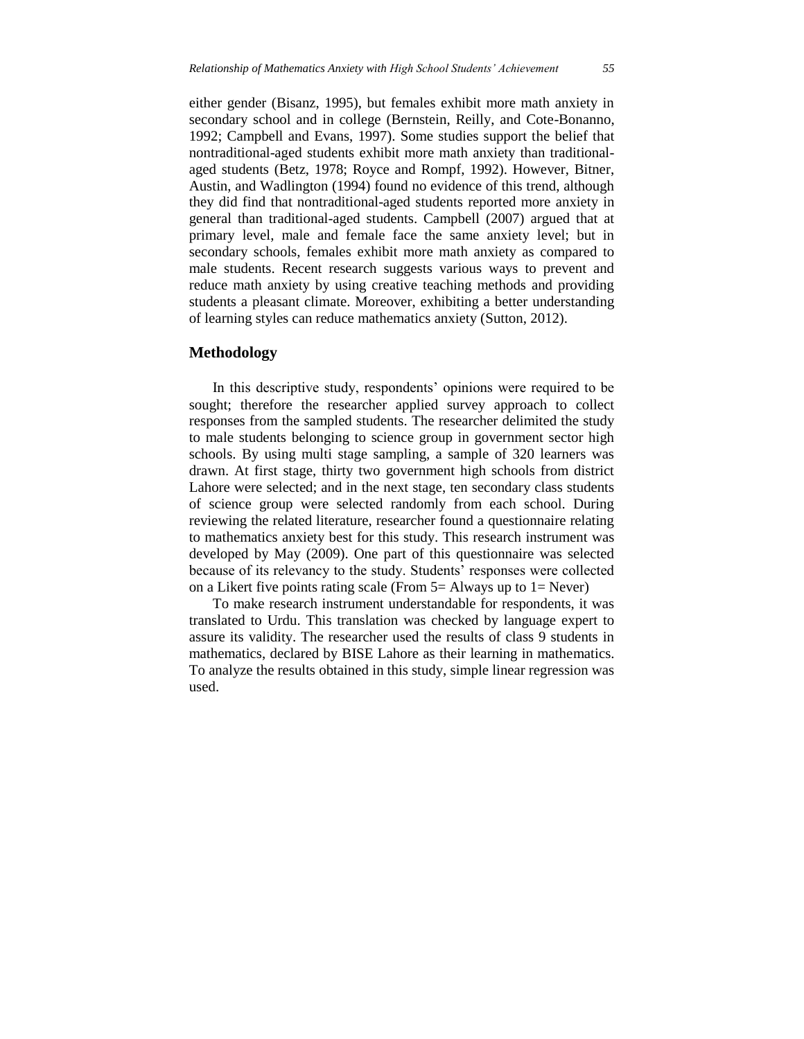either gender (Bisanz, 1995), but females exhibit more math anxiety in secondary school and in college (Bernstein, Reilly, and Cote-Bonanno, 1992; Campbell and Evans, 1997). Some studies support the belief that nontraditional-aged students exhibit more math anxiety than traditional-aged students (Betz, 1978; Royce and Rompf, 1992). However, Bitner, Austin, and Wadlington (1994) found no evidence of this trend, although they did find that nontraditional-aged students reported more anxiety in general than traditional-aged students. Campbell (2007) argued that at primary level, male and female face the same anxiety level; but in secondary schools, females exhibit more math anxiety as compared to male students. Recent research suggests various ways to prevent and reduce math anxiety by using creative teaching methods and providing students a pleasant climate. Moreover, exhibiting a better understanding of learning styles can reduce mathematics anxiety (Sutton, 2012).

## Methodology

In this descriptive study, respondents' opinions were required to be sought; therefore the researcher applied survey approach to collect responses from the sampled students. The researcher delimited the study to male students belonging to science group in government sector high schools. By using multi stage sampling, a sample of 320 learners was drawn. At first stage, thirty two government high schools from district Lahore were selected; and in the next stage, ten secondary class students of science group were selected randomly from each school. During reviewing the related literature, researcher found a questionnaire relating to mathematics anxiety best for this study. This research instrument was developed by May (2009). One part of this questionnaire was selected because of its relevancy to the study. Students' responses were collected on a Likert five points rating scale (From 5= Always up to 1= Never)

To make research instrument understandable for respondents, it was translated to Urdu. This translation was checked by language expert to assure its validity. The researcher used the results of class 9 students in mathematics, declared by BISE Lahore as their learning in mathematics. To analyze the results obtained in this study, simple linear regression was used.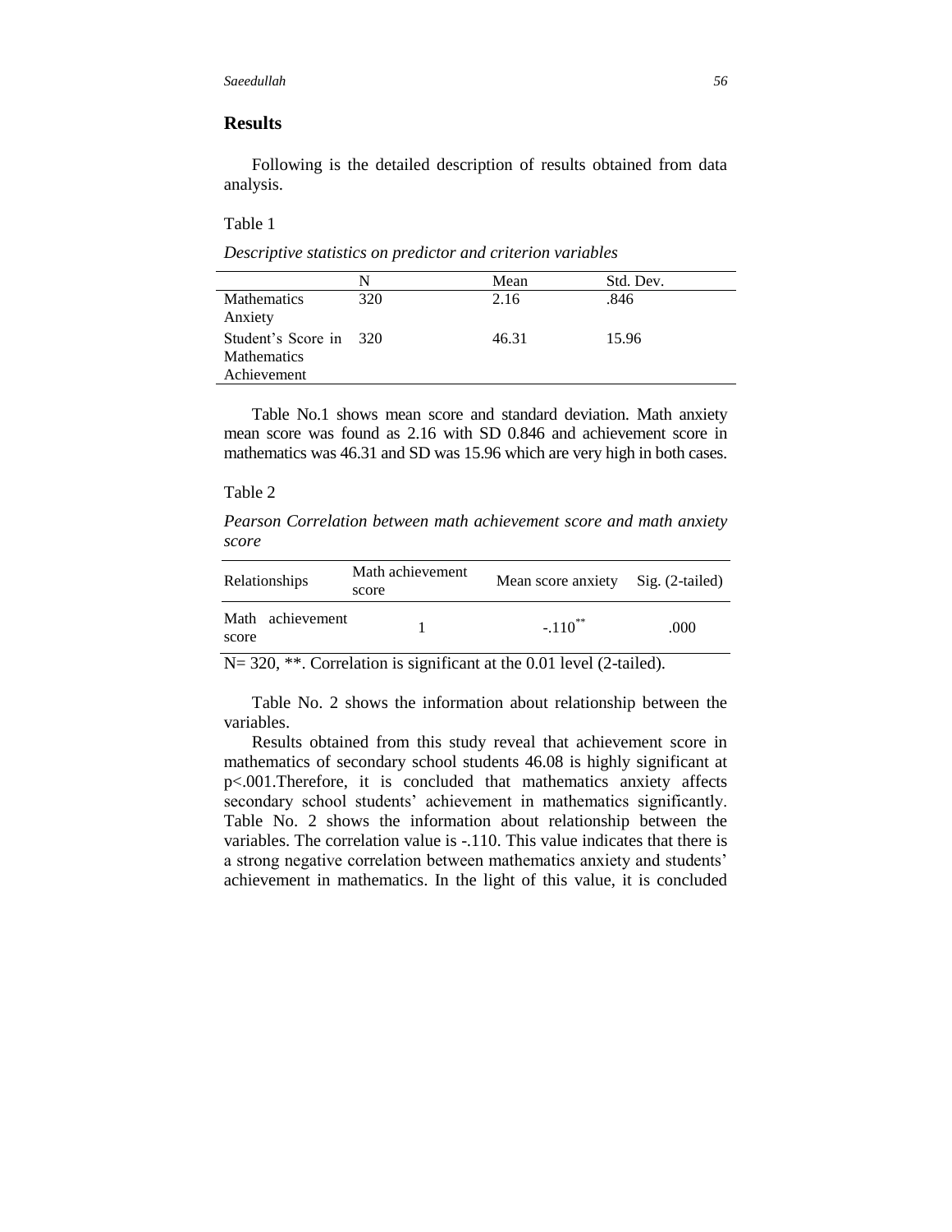## Results

Following is the detailed description of results obtained from data analysis.

Table 1

*Descriptive statistics on predictor and criterion variables*

| | N | Mean | Std. Dev. |
|---|---|---|---|
| Mathematics Anxiety | 320 | 2.16 | .846 |
| Student's Score in Mathematics Achievement | 320 | 46.31 | 15.96 |

Table No.1 shows mean score and standard deviation. Math anxiety mean score was found as 2.16 with SD 0.846 and achievement score in mathematics was 46.31 and SD was 15.96 which are very high in both cases.

Table 2

*Pearson Correlation between math achievement score and math anxiety score*

| Relationships | Math achievement score | Mean score anxiety | Sig. (2-tailed) |
|---|---|---|---|
| Math achievement score | 1 | -.110** | .000 |

N= 320, **. Correlation is significant at the 0.01 level (2-tailed).

Table No. 2 shows the information about relationship between the variables.

Results obtained from this study reveal that achievement score in mathematics of secondary school students 46.08 is highly significant at p<.001.Therefore, it is concluded that mathematics anxiety affects secondary school students' achievement in mathematics significantly. Table No. 2 shows the information about relationship between the variables. The correlation value is -.110. This value indicates that there is a strong negative correlation between mathematics anxiety and students' achievement in mathematics. In the light of this value, it is concluded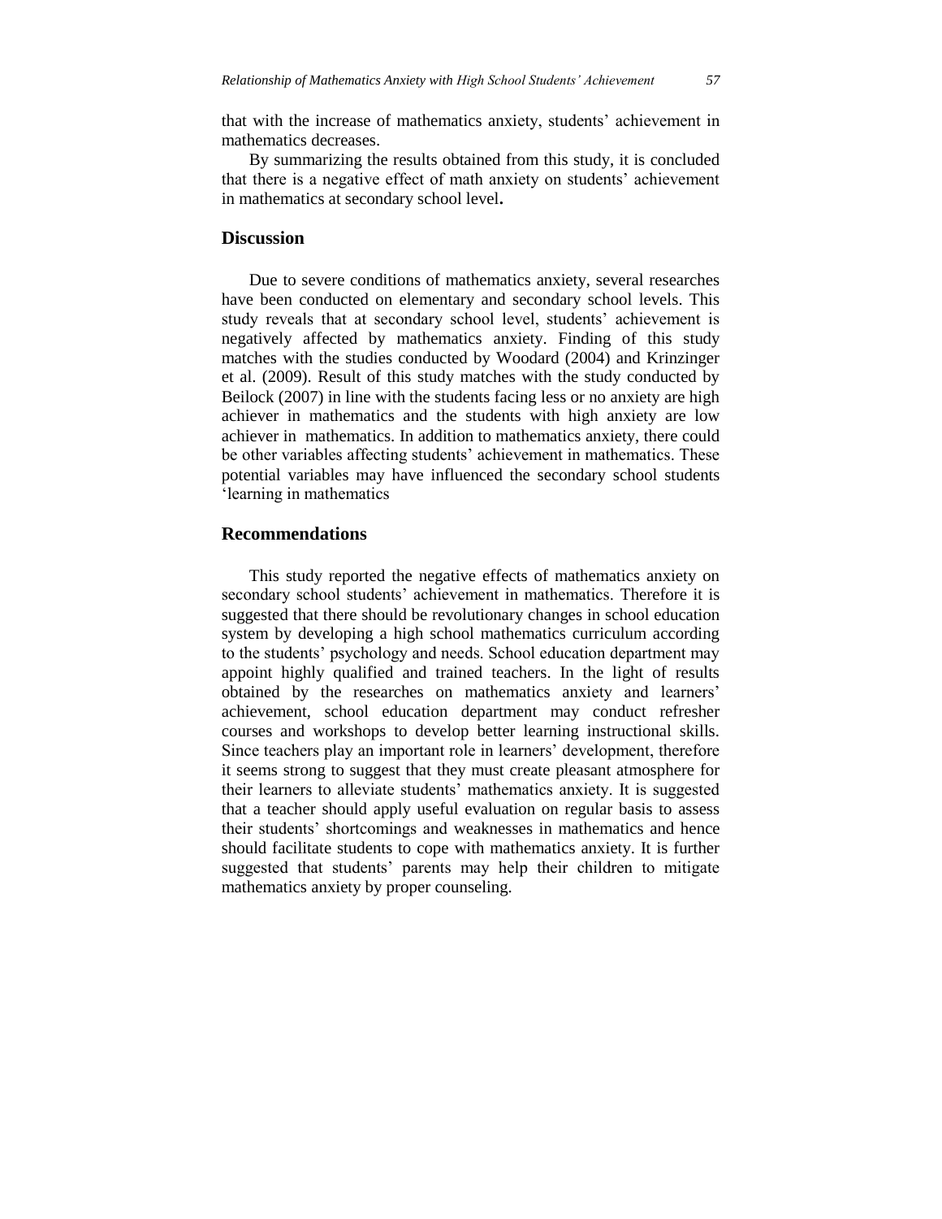that with the increase of mathematics anxiety, students' achievement in mathematics decreases.

By summarizing the results obtained from this study, it is concluded that there is a negative effect of math anxiety on students' achievement in mathematics at secondary school level**.**

## Discussion

Due to severe conditions of mathematics anxiety, several researches have been conducted on elementary and secondary school levels. This study reveals that at secondary school level, students' achievement is negatively affected by mathematics anxiety. Finding of this study matches with the studies conducted by Woodard (2004) and Krinzinger et al. (2009). Result of this study matches with the study conducted by Beilock (2007) in line with the students facing less or no anxiety are high achiever in mathematics and the students with high anxiety are low achiever in mathematics. In addition to mathematics anxiety, there could be other variables affecting students' achievement in mathematics. These potential variables may have influenced the secondary school students 'learning in mathematics

## Recommendations

This study reported the negative effects of mathematics anxiety on secondary school students' achievement in mathematics. Therefore it is suggested that there should be revolutionary changes in school education system by developing a high school mathematics curriculum according to the students' psychology and needs. School education department may appoint highly qualified and trained teachers. In the light of results obtained by the researches on mathematics anxiety and learners' achievement, school education department may conduct refresher courses and workshops to develop better learning instructional skills. Since teachers play an important role in learners' development, therefore it seems strong to suggest that they must create pleasant atmosphere for their learners to alleviate students' mathematics anxiety. It is suggested that a teacher should apply useful evaluation on regular basis to assess their students' shortcomings and weaknesses in mathematics and hence should facilitate students to cope with mathematics anxiety. It is further suggested that students' parents may help their children to mitigate mathematics anxiety by proper counseling.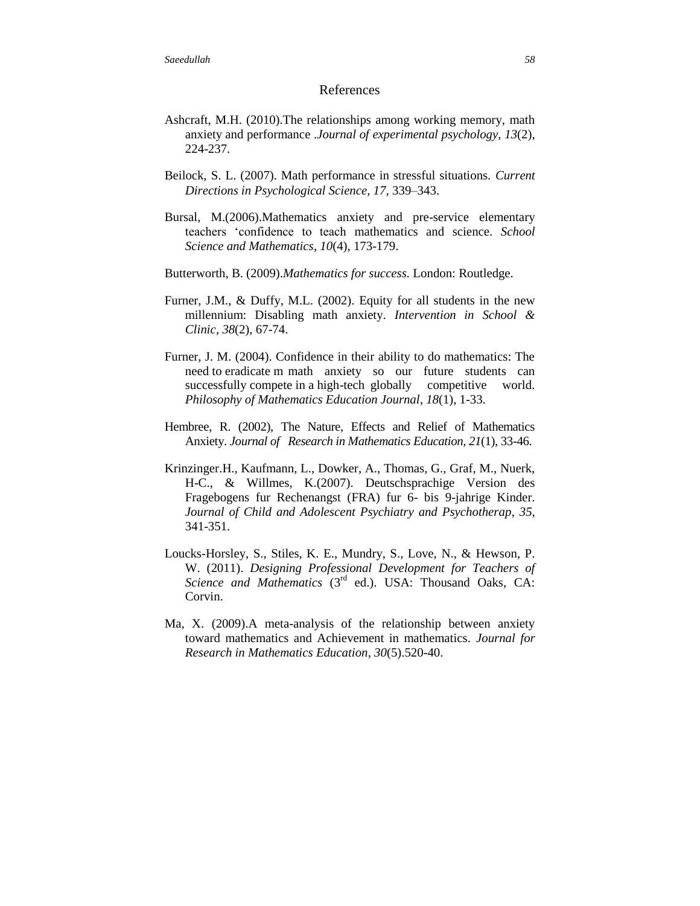## References

Ashcraft, M.H. (2010).The relationships among working memory, math anxiety and performance .*Journal of experimental psychology, 13*(2), 224-237.

Beilock, S. L. (2007). Math performance in stressful situations. *Current Directions in Psychological Science, 17,* 339–343.

Bursal, M.(2006).Mathematics anxiety and pre-service elementary teachers 'confidence to teach mathematics and science. *School Science and Mathematics*, *10*(4), 173-179.

Butterworth, B. (2009).*Mathematics for success.* London: Routledge.

Furner, J.M., & Duffy, M.L. (2002). Equity for all students in the new millennium: Disabling math anxiety. *Intervention in School & Clinic*, *38*(2), 67-74.

Furner, J. M. (2004). Confidence in their ability to do mathematics: The need to eradicate m math anxiety so our future students can successfully compete in a high-tech globally competitive world. *Philosophy of Mathematics Education Journal*, *18*(1), 1-33.

Hembree, R. (2002), The Nature, Effects and Relief of Mathematics Anxiety. *Journal of Research in Mathematics Education, 21*(1), 33-46.

Krinzinger.H., Kaufmann, L., Dowker, A., Thomas, G., Graf, M., Nuerk, H-C., & Willmes, K.(2007). Deutschsprachige Version des Fragebogens fur Rechenangst (FRA) fur 6- bis 9-jahrige Kinder. *Journal of Child and Adolescent Psychiatry and Psychotherap*, *35*, 341-351.

Loucks-Horsley, S., Stiles, K. E., Mundry, S., Love, N., & Hewson, P. W. (2011). *Designing Professional Development for Teachers of Science and Mathematics* (3rd ed.). USA: Thousand Oaks, CA: Corvin.

Ma, X. (2009).A meta-analysis of the relationship between anxiety toward mathematics and Achievement in mathematics. *Journal for Research in Mathematics Education*, *30*(5).520-40.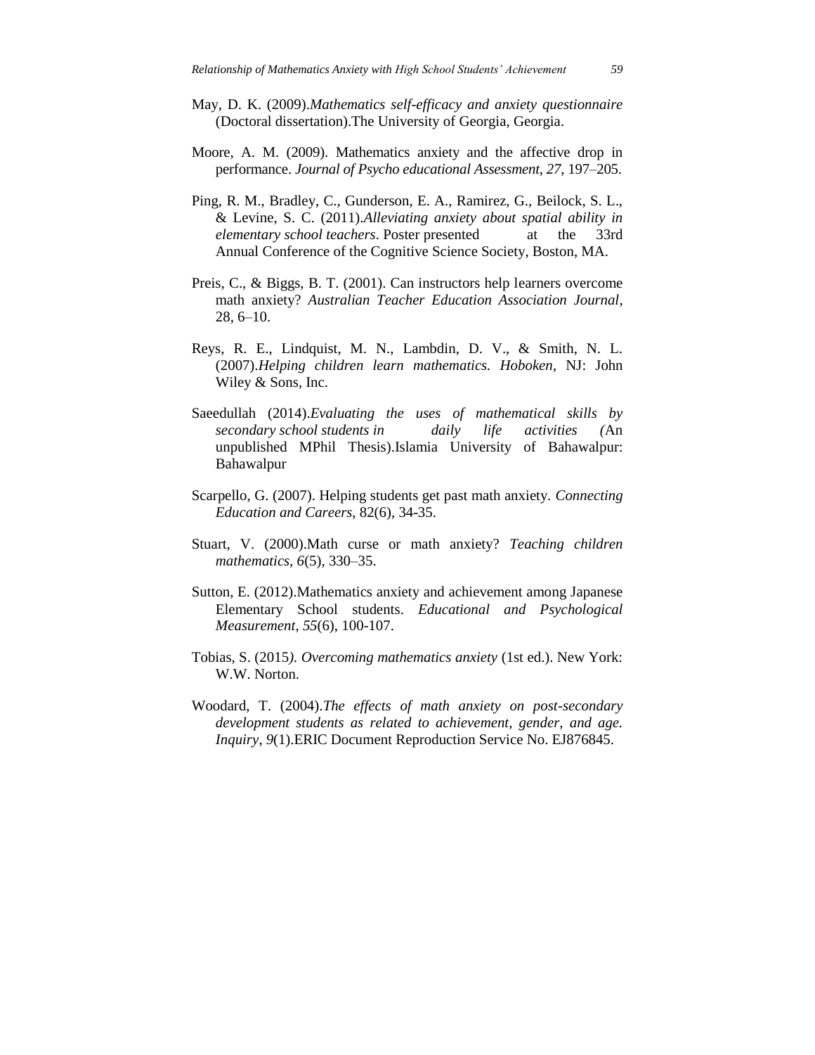May, D. K. (2009).*Mathematics self-efficacy and anxiety questionnaire* (Doctoral dissertation).The University of Georgia, Georgia.

Moore, A. M. (2009). Mathematics anxiety and the affective drop in performance. *Journal of Psycho educational Assessment, 27*, 197–205.

Ping, R. M., Bradley, C., Gunderson, E. A., Ramirez, G., Beilock, S. L., & Levine, S. C. (2011).*Alleviating anxiety about spatial ability in elementary school teachers*. Poster presented at the 33rd Annual Conference of the Cognitive Science Society, Boston, MA.

Preis, C., & Biggs, B. T. (2001). Can instructors help learners overcome math anxiety? *Australian Teacher Education Association Journal*, 28, 6–10.

Reys, R. E., Lindquist, M. N., Lambdin, D. V., & Smith, N. L. (2007).*Helping children learn mathematics. Hoboken*, NJ: John Wiley & Sons, Inc.

Saeedullah (2014).*Evaluating the uses of mathematical skills by secondary school students in daily life activities (*An unpublished MPhil Thesis).Islamia University of Bahawalpur: Bahawalpur

Scarpello, G. (2007). Helping students get past math anxiety. *Connecting Education and Careers*, 82(6), 34-35.

Stuart, V. (2000).Math curse or math anxiety? *Teaching children mathematics, 6*(5), 330–35.

Sutton, E. (2012).Mathematics anxiety and achievement among Japanese Elementary School students. *Educational and Psychological Measurement, 55*(6), 100-107.

Tobias, S. (2015*). Overcoming mathematics anxiety* (1st ed.). New York: W.W. Norton.

Woodard, T. (2004).*The effects of math anxiety on post-secondary development students as related to achievement, gender, and age. Inquiry*, *9*(1).ERIC Document Reproduction Service No. EJ876845.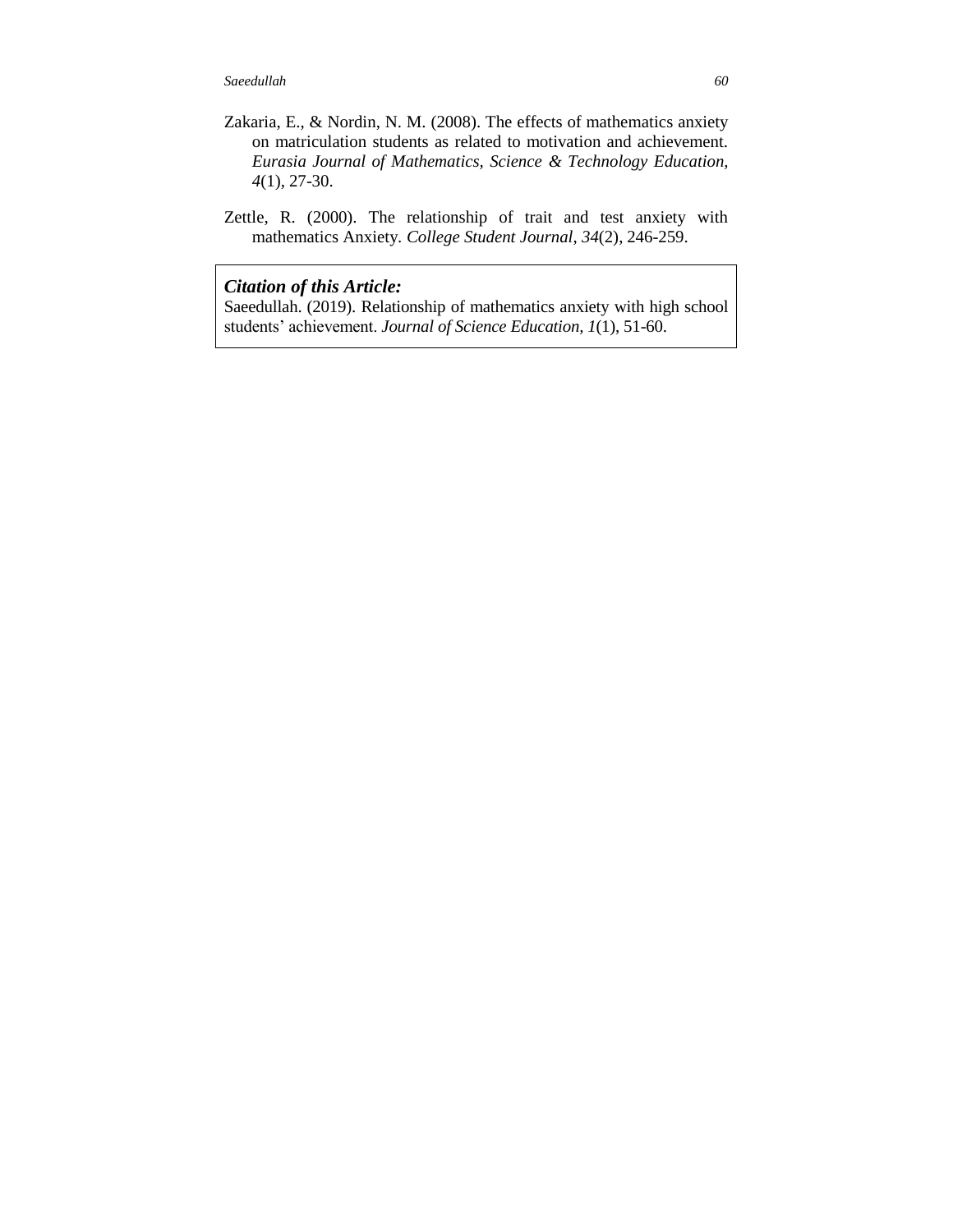Zakaria, E., & Nordin, N. M. (2008). The effects of mathematics anxiety on matriculation students as related to motivation and achievement. *Eurasia Journal of Mathematics, Science & Technology Education, 4*(1), 27-30.

Zettle, R. (2000). The relationship of trait and test anxiety with mathematics Anxiety. *College Student Journal, 34*(2), 246-259.

***Citation of this Article:***
Saeedullah. (2019). Relationship of mathematics anxiety with high school students' achievement. *Journal of Science Education, 1*(1), 51-60.